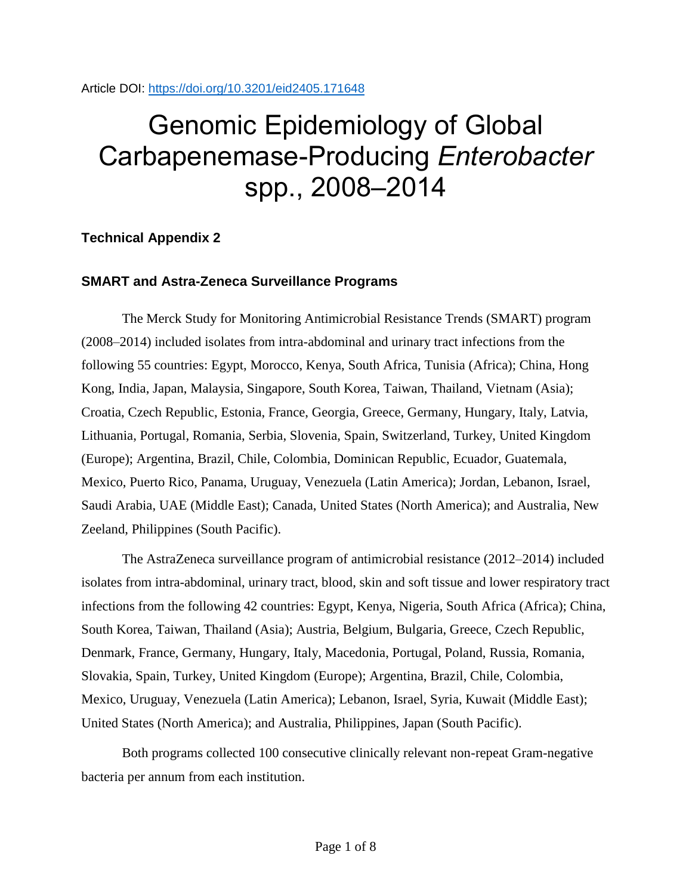Article DOI: https://doi.org/10.3201/eid2405.171648

# Genomic Epidemiology of Global Carbapenemase-Producing *Enterobacter* spp., 2008–2014

### Technical Appendix 2

### SMART and Astra-Zeneca Surveillance Programs

The Merck Study for Monitoring Antimicrobial Resistance Trends (SMART) program (2008–2014) included isolates from intra-abdominal and urinary tract infections from the following 55 countries: Egypt, Morocco, Kenya, South Africa, Tunisia (Africa); China, Hong Kong, India, Japan, Malaysia, Singapore, South Korea, Taiwan, Thailand, Vietnam (Asia); Croatia, Czech Republic, Estonia, France, Georgia, Greece, Germany, Hungary, Italy, Latvia, Lithuania, Portugal, Romania, Serbia, Slovenia, Spain, Switzerland, Turkey, United Kingdom (Europe); Argentina, Brazil, Chile, Colombia, Dominican Republic, Ecuador, Guatemala, Mexico, Puerto Rico, Panama, Uruguay, Venezuela (Latin America); Jordan, Lebanon, Israel, Saudi Arabia, UAE (Middle East); Canada, United States (North America); and Australia, New Zealand, Philippines (South Pacific).

The AstraZeneca surveillance program of antimicrobial resistance (2012–2014) included isolates from intra-abdominal, urinary tract, blood, skin and soft tissue and lower respiratory tract infections from the following 42 countries: Egypt, Kenya, Nigeria, South Africa (Africa); China, South Korea, Taiwan, Thailand (Asia); Austria, Belgium, Bulgaria, Greece, Czech Republic, Denmark, France, Germany, Hungary, Italy, Macedonia, Portugal, Poland, Russia, Romania, Slovakia, Spain, Turkey, United Kingdom (Europe); Argentina, Brazil, Chile, Colombia, Mexico, Uruguay, Venezuela (Latin America); Lebanon, Israel, Syria, Kuwait (Middle East); United States (North America); and Australia, Philippines, Japan (South Pacific).

Both programs collected 100 consecutive clinically relevant non-repeat Gram-negative bacteria per annum from each institution.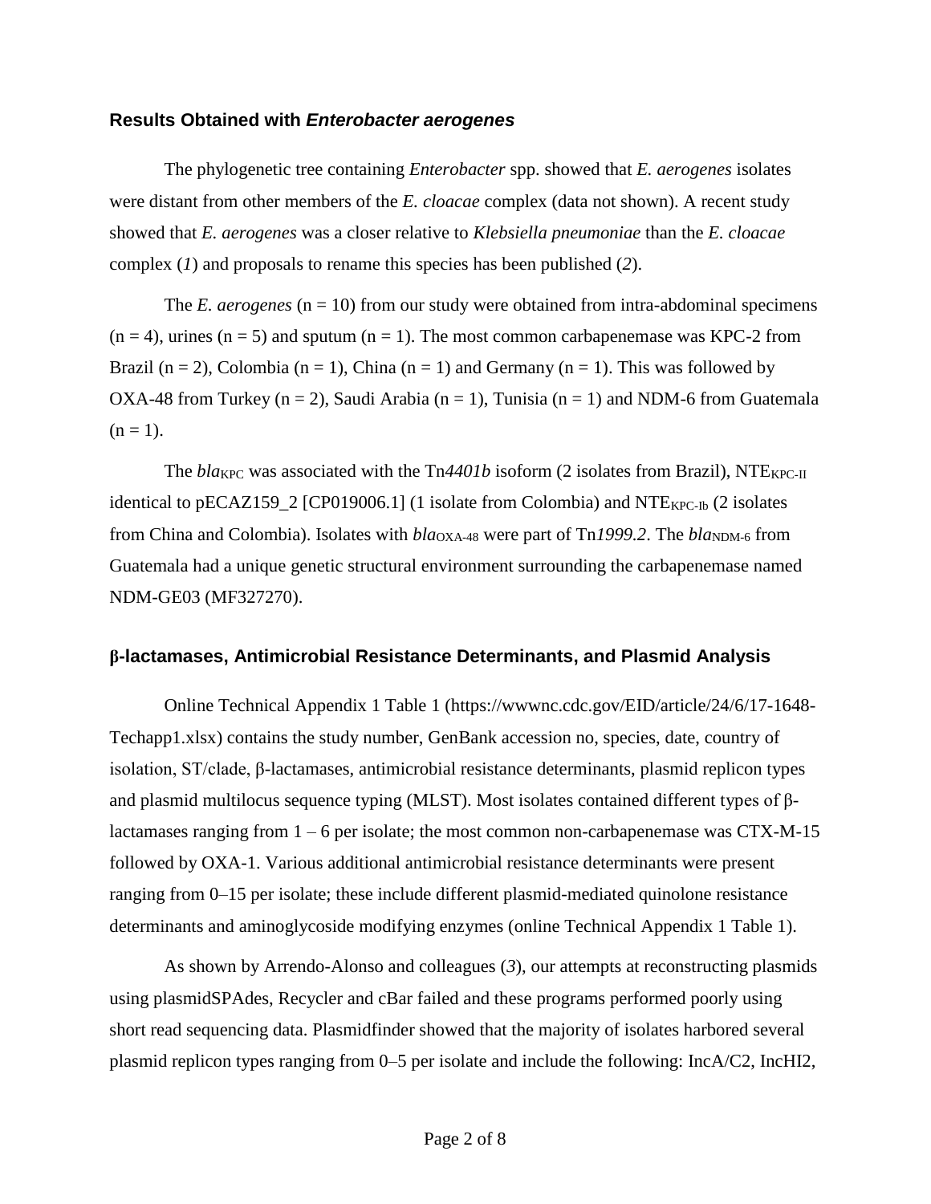### Results Obtained with *Enterobacter aerogenes*

The phylogenetic tree containing *Enterobacter* spp. showed that *E. aerogenes* isolates were distant from other members of the *E. cloacae* complex (data not shown). A recent study showed that *E. aerogenes* was a closer relative to *Klebsiella pneumoniae* than the *E. cloacae* complex (*1*) and proposals to rename this species has been published (*2*).

The *E. aerogenes* (n = 10) from our study were obtained from intra-abdominal specimens (n = 4), urines (n = 5) and sputum (n = 1). The most common carbapenemase was KPC-2 from Brazil (n = 2), Colombia (n = 1), China (n = 1) and Germany (n = 1). This was followed by OXA-48 from Turkey (n = 2), Saudi Arabia (n = 1), Tunisia (n = 1) and NDM-6 from Guatemala (n = 1).

The $bla_{KPC}$ was associated with the Tn*4401b* isoform (2 isolates from Brazil), $NTE_{KPC\text{-}II}$ identical to pECAZ159_2 [CP019006.1] (1 isolate from Colombia) and $NTE_{KPC\text{-}Ib}$ (2 isolates from China and Colombia). Isolates with $bla_{OXA\text{-}48}$ were part of Tn*1999.2*. The $bla_{NDM\text{-}6}$ from Guatemala had a unique genetic structural environment surrounding the carbapenemase named NDM-GE03 (MF327270).

### β-lactamases, Antimicrobial Resistance Determinants, and Plasmid Analysis

Online Technical Appendix 1 Table 1 (https://wwwnc.cdc.gov/EID/article/24/6/17-1648-Techapp1.xlsx) contains the study number, GenBank accession no, species, date, country of isolation, ST/clade, β-lactamases, antimicrobial resistance determinants, plasmid replicon types and plasmid multilocus sequence typing (MLST). Most isolates contained different types of β-lactamases ranging from 1 – 6 per isolate; the most common non-carbapenemase was CTX-M-15 followed by OXA-1. Various additional antimicrobial resistance determinants were present ranging from 0–15 per isolate; these include different plasmid-mediated quinolone resistance determinants and aminoglycoside modifying enzymes (online Technical Appendix 1 Table 1).

As shown by Arrendo-Alonso and colleagues (*3*), our attempts at reconstructing plasmids using plasmidSPAdes, Recycler and cBar failed and these programs performed poorly using short read sequencing data. Plasmidfinder showed that the majority of isolates harbored several plasmid replicon types ranging from 0–5 per isolate and include the following: IncA/C2, IncHI2,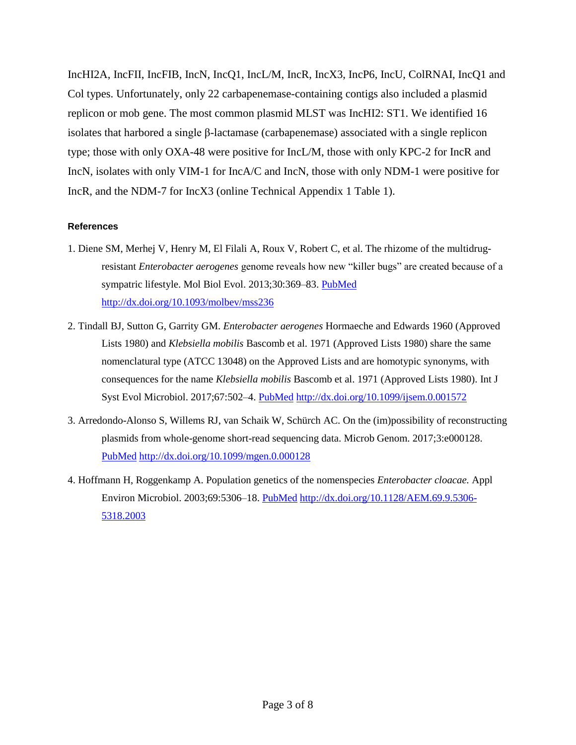IncHI2A, IncFII, IncFIB, IncN, IncQ1, IncL/M, IncR, IncX3, IncP6, IncU, ColRNAI, IncQ1 and Col types. Unfortunately, only 22 carbapenemase-containing contigs also included a plasmid replicon or mob gene. The most common plasmid MLST was IncHI2: ST1. We identified 16 isolates that harbored a single β-lactamase (carbapenemase) associated with a single replicon type; those with only OXA-48 were positive for IncL/M, those with only KPC-2 for IncR and IncN, isolates with only VIM-1 for IncA/C and IncN, those with only NDM-1 were positive for IncR, and the NDM-7 for IncX3 (online Technical Appendix 1 Table 1).

#### References

1. Diene SM, Merhej V, Henry M, El Filali A, Roux V, Robert C, et al. The rhizome of the multidrug-resistant *Enterobacter aerogenes* genome reveals how new "killer bugs" are created because of a sympatric lifestyle. Mol Biol Evol. 2013;30:369–83. PubMed http://dx.doi.org/10.1093/molbev/mss236

2. Tindall BJ, Sutton G, Garrity GM. *Enterobacter aerogenes* Hormaeche and Edwards 1960 (Approved Lists 1980) and *Klebsiella mobilis* Bascomb et al. 1971 (Approved Lists 1980) share the same nomenclatural type (ATCC 13048) on the Approved Lists and are homotypic synonyms, with consequences for the name *Klebsiella mobilis* Bascomb et al. 1971 (Approved Lists 1980). Int J Syst Evol Microbiol. 2017;67:502–4. PubMed http://dx.doi.org/10.1099/ijsem.0.001572

3. Arredondo-Alonso S, Willems RJ, van Schaik W, Schürch AC. On the (im)possibility of reconstructing plasmids from whole-genome short-read sequencing data. Microb Genom. 2017;3:e000128. PubMed http://dx.doi.org/10.1099/mgen.0.000128

4. Hoffmann H, Roggenkamp A. Population genetics of the nomenspecies *Enterobacter cloacae.* Appl Environ Microbiol. 2003;69:5306–18. PubMed http://dx.doi.org/10.1128/AEM.69.9.5306-5318.2003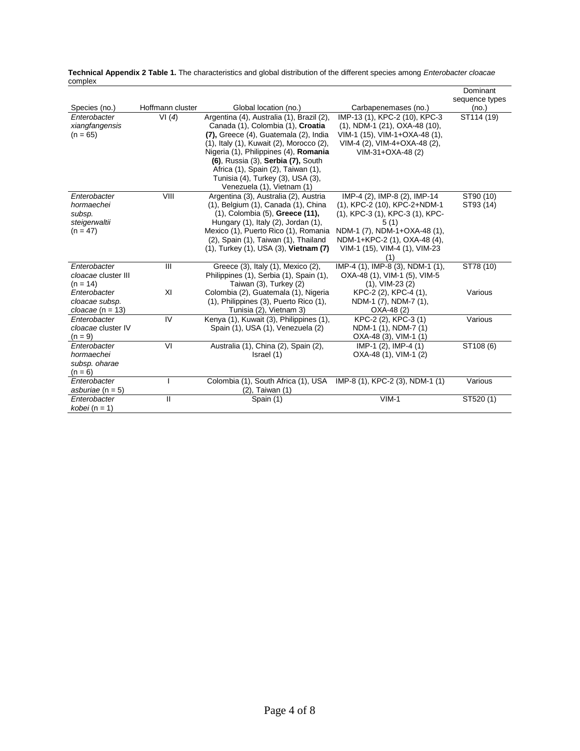**Technical Appendix 2 Table 1.** The characteristics and global distribution of the different species among *Enterobacter cloacae* complex

| Species (no.) | Hoffmann cluster | Global location (no.) | Carbapenemases (no.) | Dominant sequence types (no.) |
|---|---|---|---|---|
| *Enterobacter xiangfangensis* (n = 65) | VI (*4*) | Argentina (4), Australia (1), Brazil (2), Canada (1), Colombia (1), **Croatia (7),** Greece (4), Guatemala (2), India (1), Italy (1), Kuwait (2), Morocco (2), Nigeria (1), Philippines (4), **Romania (6)**, Russia (3), **Serbia (7),** South Africa (1), Spain (2), Taiwan (1), Tunisia (4), Turkey (3), USA (3), Venezuela (1), Vietnam (1) | IMP-13 (1), KPC-2 (10), KPC-3 (1), NDM-1 (21), OXA-48 (10), VIM-1 (15), VIM-1+OXA-48 (1), VIM-4 (2), VIM-4+OXA-48 (2), VIM-31+OXA-48 (2) | ST114 (19) |
| *Enterobacter hormaechei subsp. steigerwaltii* (n = 47) | VIII | Argentina (3), Australia (2), Austria (1), Belgium (1), Canada (1), China (1), Colombia (5), **Greece (11),** Hungary (1), Italy (2), Jordan (1), Mexico (1), Puerto Rico (1), Romania (2), Spain (1), Taiwan (1), Thailand (1), Turkey (1), USA (3), **Vietnam (7)** | IMP-4 (2), IMP-8 (2), IMP-14 (1), KPC-2 (10), KPC-2+NDM-1 (1), KPC-3 (1), KPC-3 (1), KPC-5 (1) NDM-1 (7), NDM-1+OXA-48 (1), NDM-1+KPC-2 (1), OXA-48 (4), VIM-1 (15), VIM-4 (1), VIM-23 (1) | ST90 (10) ST93 (14) |
| *Enterobacter cloacae* cluster III (n = 14) | III | Greece (3), Italy (1), Mexico (2), Philippines (1), Serbia (1), Spain (1), Taiwan (3), Turkey (2) | IMP-4 (1), IMP-8 (3), NDM-1 (1), OXA-48 (1), VIM-1 (5), VIM-5 (1), VIM-23 (2) | ST78 (10) |
| *Enterobacter cloacae subsp. cloacae* (n = 13) | XI | Colombia (2), Guatemala (1), Nigeria (1), Philippines (3), Puerto Rico (1), Tunisia (2), Vietnam 3) | KPC-2 (2), KPC-4 (1), NDM-1 (7), NDM-7 (1), OXA-48 (2) | Various |
| *Enterobacter cloacae* cluster IV (n = 9) | IV | Kenya (1), Kuwait (3), Philippines (1), Spain (1), USA (1), Venezuela (2) | KPC-2 (2), KPC-3 (1) NDM-1 (1), NDM-7 (1) OXA-48 (3), VIM-1 (1) | Various |
| *Enterobacter hormaechei subsp. oharae* (n = 6) | VI | Australia (1), China (2), Spain (2), Israel (1) | IMP-1 (2), IMP-4 (1) OXA-48 (1), VIM-1 (2) | ST108 (6) |
| *Enterobacter asburiae* (n = 5) | I | Colombia (1), South Africa (1), USA (2), Taiwan (1) | IMP-8 (1), KPC-2 (3), NDM-1 (1) | Various |
| *Enterobacter kobei* (n = 1) | II | Spain (1) | VIM-1 | ST520 (1) |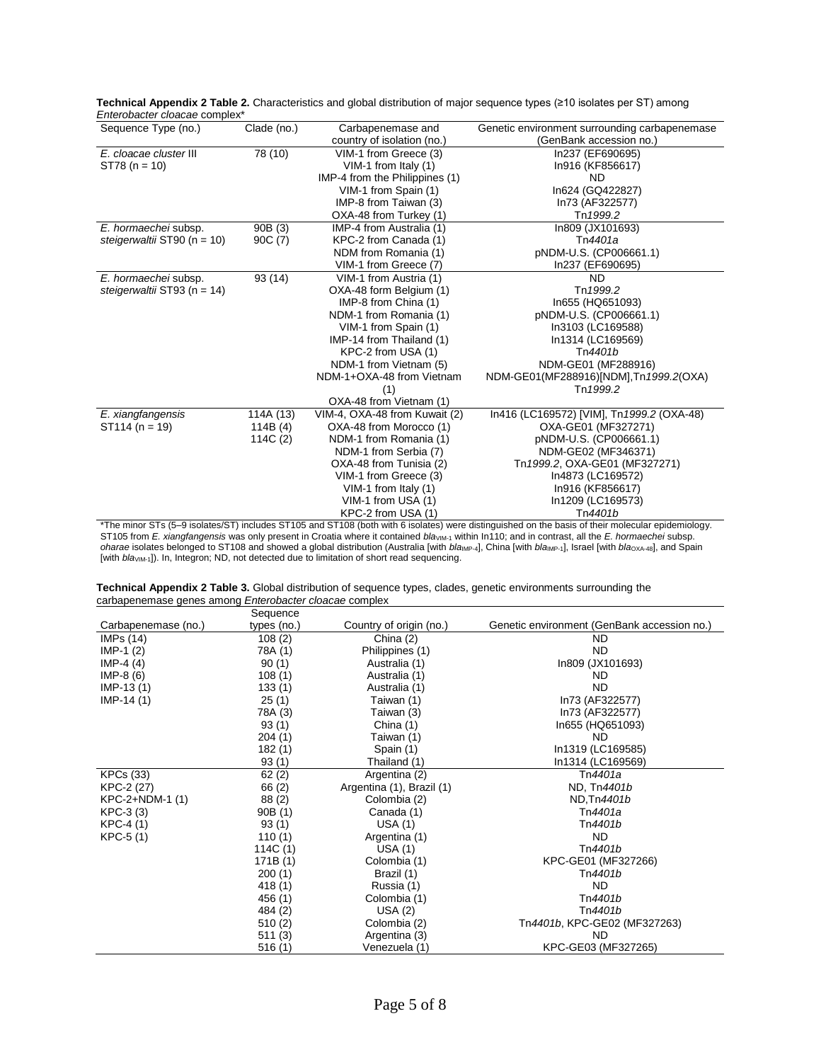**Technical Appendix 2 Table 2.** Characteristics and global distribution of major sequence types (≥10 isolates per ST) among *Enterobacter cloacae* complex*

| Sequence Type (no.) | Clade (no.) | Carbapenemase and country of isolation (no.) | Genetic environment surrounding carbapenemase (GenBank accession no.) |
|---|---|---|---|
| *E. cloacae cluster* III ST78 (n = 10) | 78 (10) | VIM-1 from Greece (3) | In237 (EF690695) |
| | | VIM-1 from Italy (1) | In916 (KF856617) |
| | | IMP-4 from the Philippines (1) | ND |
| | | VIM-1 from Spain (1) | In624 (GQ422827) |
| | | IMP-8 from Taiwan (3) | In73 (AF322577) |
| | | OXA-48 from Turkey (1) | Tn*1999.2* |
| *E. hormaechei* subsp. *steigerwaltii* ST90 (n = 10) | 90B (3) | IMP-4 from Australia (1) | In809 (JX101693) |
| | 90C (7) | KPC-2 from Canada (1) | Tn*4401a* |
| | | NDM from Romania (1) | pNDM-U.S. (CP006661.1) |
| | | VIM-1 from Greece (7) | In237 (EF690695) |
| *E. hormaechei* subsp. *steigerwaltii* ST93 (n = 14) | 93 (14) | VIM-1 from Austria (1) | ND |
| | | OXA-48 form Belgium (1) | Tn*1999.2* |
| | | IMP-8 from China (1) | In655 (HQ651093) |
| | | NDM-1 from Romania (1) | pNDM-U.S. (CP006661.1) |
| | | VIM-1 from Spain (1) | In3103 (LC169588) |
| | | IMP-14 from Thailand (1) | In1314 (LC169569) |
| | | KPC-2 from USA (1) | Tn*4401b* |
| | | NDM-1 from Vietnam (5) | NDM-GE01 (MF288916) |
| | | NDM-1+OXA-48 from Vietnam (1) | NDM-GE01(MF288916)[NDM],Tn*1999.2*(OXA) |
| | | OXA-48 from Vietnam (1) | Tn*1999.2* |
| *E. xiangfangensis* ST114 (n = 19) | 114A (13) | VIM-4, OXA-48 from Kuwait (2) | In416 (LC169572) [VIM], Tn*1999.2* (OXA-48) |
| | 114B (4) | OXA-48 from Morocco (1) | OXA-GE01 (MF327271) |
| | 114C (2) | NDM-1 from Romania (1) | pNDM-U.S. (CP006661.1) |
| | | NDM-1 from Serbia (7) | NDM-GE02 (MF346371) |
| | | OXA-48 from Tunisia (2) | Tn*1999.2*, OXA-GE01 (MF327271) |
| | | VIM-1 from Greece (3) | In4873 (LC169572) |
| | | VIM-1 from Italy (1) | In916 (KF856617) |
| | | VIM-1 from USA (1) | In1209 (LC169573) |
| | | KPC-2 from USA (1) | Tn*4401b* |

*The minor STs (5–9 isolates/ST) includes ST105 and ST108 (both with 6 isolates) were distinguished on the basis of their molecular epidemiology. ST105 from *E. xiangfangensis* was only present in Croatia where it contained *bla*$_{VIM-1}$ within In110; and in contrast, all the *E. hormaechei* subsp. *oharae* isolates belonged to ST108 and showed a global distribution (Australia [with *bla*$_{IMP-4}$], China [with *bla*$_{IMP-1}$], Israel [with *bla*$_{OXA-48}$], and Spain [with *bla*$_{VIM-1}$]). In, Integron; ND, not detected due to limitation of short read sequencing.

**Technical Appendix 2 Table 3.** Global distribution of sequence types, clades, genetic environments surrounding the carbapenemase genes among *Enterobacter cloacae* complex

| Carbapenemase (no.) | Sequence types (no.) | Country of origin (no.) | Genetic environment (GenBank accession no.) |
|---|---|---|---|
| IMPs (14) | 108 (2) | China (2) | ND |
| IMP-1 (2) | 78A (1) | Philippines (1) | ND |
| IMP-4 (4) | 90 (1) | Australia (1) | In809 (JX101693) |
| IMP-8 (6) | 108 (1) | Australia (1) | ND |
| IMP-13 (1) | 133 (1) | Australia (1) | ND |
| IMP-14 (1) | 25 (1) | Taiwan (1) | In73 (AF322577) |
| | 78A (3) | Taiwan (3) | In73 (AF322577) |
| | 93 (1) | China (1) | In655 (HQ651093) |
| | 204 (1) | Taiwan (1) | ND |
| | 182 (1) | Spain (1) | In1319 (LC169585) |
| | 93 (1) | Thailand (1) | In1314 (LC169569) |
| KPCs (33) | 62 (2) | Argentina (2) | Tn*4401a* |
| KPC-2 (27) | 66 (2) | Argentina (1), Brazil (1) | ND, Tn*4401b* |
| KPC-2+NDM-1 (1) | 88 (2) | Colombia (2) | ND,Tn*4401b* |
| KPC-3 (3) | 90B (1) | Canada (1) | Tn*4401a* |
| KPC-4 (1) | 93 (1) | USA (1) | Tn*4401b* |
| KPC-5 (1) | 110 (1) | Argentina (1) | ND |
| | 114C (1) | USA (1) | Tn*4401b* |
| | 171B (1) | Colombia (1) | KPC-GE01 (MF327266) |
| | 200 (1) | Brazil (1) | Tn*4401b* |
| | 418 (1) | Russia (1) | ND |
| | 456 (1) | Colombia (1) | Tn*4401b* |
| | 484 (2) | USA (2) | Tn*4401b* |
| | 510 (2) | Colombia (2) | Tn*4401b*, KPC-GE02 (MF327263) |
| | 511 (3) | Argentina (3) | ND |
| | 516 (1) | Venezuela (1) | KPC-GE03 (MF327265) |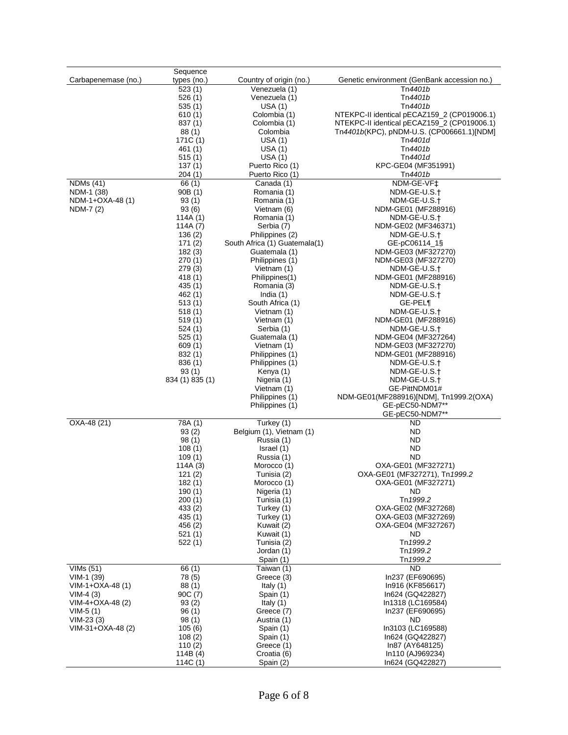| Carbapenemase (no.) | Sequence types (no.) | Country of origin (no.) | Genetic environment (GenBank accession no.) |
|---|---|---|---|
| | 523 (1) | Venezuela (1) | Tn*4401b* |
| | 526 (1) | Venezuela (1) | Tn*4401b* |
| | 535 (1) | USA (1) | Tn*4401b* |
| | 610 (1) | Colombia (1) | NTEKPC-II identical pECAZ159_2 (CP019006.1) |
| | 837 (1) | Colombia (1) | NTEKPC-II identical pECAZ159_2 (CP019006.1) |
| | 88 (1) | Colombia | Tn*4401b*(KPC), pNDM-U.S. (CP006661.1)[NDM] |
| | 171C (1) | USA (1) | Tn*4401d* |
| | 461 (1) | USA (1) | Tn*4401b* |
| | 515 (1) | USA (1) | Tn*4401d* |
| | 137 (1) | Puerto Rico (1) | KPC-GE04 (MF351991) |
| | 204 (1) | Puerto Rico (1) | Tn*4401b* |
| NDMs (41) | 66 (1) | Canada (1) | NDM-GE-VF‡ |
| NDM-1 (38) | 90B (1) | Romania (1) | NDM-GE-U.S.† |
| NDM-1+OXA-48 (1) | 93 (1) | Romania (1) | NDM-GE-U.S.† |
| NDM-7 (2) | 93 (6) | Vietnam (6) | NDM-GE01 (MF288916) |
| | 114A (1) | Romania (1) | NDM-GE-U.S.† |
| | 114A (7) | Serbia (7) | NDM-GE02 (MF346371) |
| | 136 (2) | Philippines (2) | NDM-GE-U.S.† |
| | 171 (2) | South Africa (1) Guatemala(1) | GE-pC06114_1§ |
| | 182 (3) | Guatemala (1) | NDM-GE03 (MF327270) |
| | 270 (1) | Philippines (1) | NDM-GE03 (MF327270) |
| | 279 (3) | Vietnam (1) | NDM-GE-U.S.† |
| | 418 (1) | Philippines(1) | NDM-GE01 (MF288916) |
| | 435 (1) | Romania (3) | NDM-GE-U.S.† |
| | 462 (1) | India (1) | NDM-GE-U.S.† |
| | 513 (1) | South Africa (1) | GE-PEL¶ |
| | 518 (1) | Vietnam (1) | NDM-GE-U.S.† |
| | 519 (1) | Vietnam (1) | NDM-GE01 (MF288916) |
| | 524 (1) | Serbia (1) | NDM-GE-U.S.† |
| | 525 (1) | Guatemala (1) | NDM-GE04 (MF327264) |
| | 609 (1) | Vietnam (1) | NDM-GE03 (MF327270) |
| | 832 (1) | Philippines (1) | NDM-GE01 (MF288916) |
| | 836 (1) | Philippines (1) | NDM-GE-U.S.† |
| | 93 (1) | Kenya (1) | NDM-GE-U.S.† |
| | 834 (1) 835 (1) | Nigeria (1) | NDM-GE-U.S.† |
| | | Vietnam (1) | GE-PittNDM01# |
| | | Philippines (1) | NDM-GE01(MF288916)[NDM], Tn1999.2(OXA) |
| | | Philippines (1) | GE-pEC50-NDM7** |
| | | | GE-pEC50-NDM7** |
| OXA-48 (21) | 78A (1) | Turkey (1) | ND |
| | 93 (2) | Belgium (1), Vietnam (1) | ND |
| | 98 (1) | Russia (1) | ND |
| | 108 (1) | Israel (1) | ND |
| | 109 (1) | Russia (1) | ND |
| | 114A (3) | Morocco (1) | OXA-GE01 (MF327271) |
| | 121 (2) | Tunisia (2) | OXA-GE01 (MF327271), Tn*1999.2* |
| | 182 (1) | Morocco (1) | OXA-GE01 (MF327271) |
| | 190 (1) | Nigeria (1) | ND |
| | 200 (1) | Tunisia (1) | Tn*1999.2* |
| | 433 (2) | Turkey (1) | OXA-GE02 (MF327268) |
| | 435 (1) | Turkey (1) | OXA-GE03 (MF327269) |
| | 456 (2) | Kuwait (2) | OXA-GE04 (MF327267) |
| | 521 (1) | Kuwait (1) | ND |
| | 522 (1) | Tunisia (2) | Tn*1999.2* |
| | | Jordan (1) | Tn*1999.2* |
| | | Spain (1) | Tn*1999.2* |
| VIMs (51) | 66 (1) | Taiwan (1) | ND |
| VIM-1 (39) | 78 (5) | Greece (3) | In237 (EF690695) |
| VIM-1+OXA-48 (1) | 88 (1) | Italy (1) | In916 (KF856617) |
| VIM-4 (3) | 90C (7) | Spain (1) | In624 (GQ422827) |
| VIM-4+OXA-48 (2) | 93 (2) | Italy (1) | In1318 (LC169584) |
| VIM-5 (1) | 96 (1) | Greece (7) | In237 (EF690695) |
| VIM-23 (3) | 98 (1) | Austria (1) | ND |
| VIM-31+OXA-48 (2) | 105 (6) | Spain (1) | In3103 (LC169588) |
| | 108 (2) | Spain (1) | In624 (GQ422827) |
| | 110 (2) | Greece (1) | In87 (AY648125) |
| | 114B (4) | Croatia (6) | In110 (AJ969234) |
| | 114C (1) | Spain (2) | In624 (GQ422827) |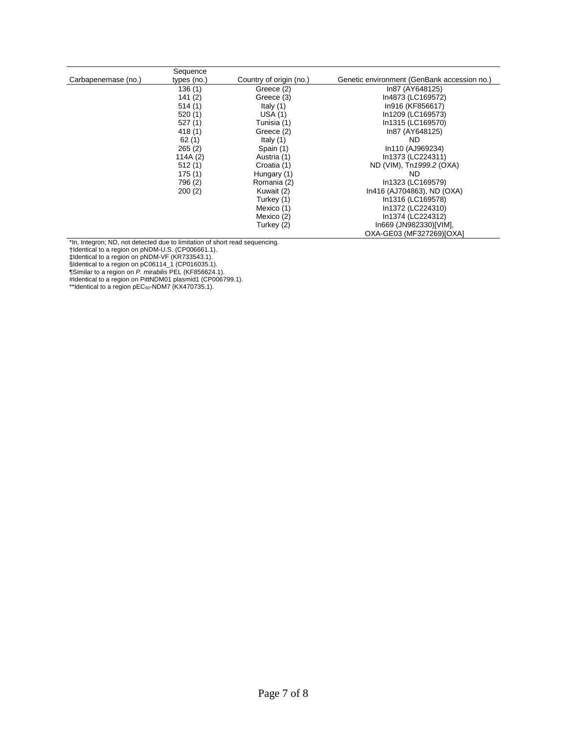| Carbapenemase (no.) | Sequence types (no.) | Country of origin (no.) | Genetic environment (GenBank accession no.) |
|---|---|---|---|
| | 136 (1) | Greece (2) | In87 (AY648125) |
| | 141 (2) | Greece (3) | In4873 (LC169572) |
| | 514 (1) | Italy (1) | In916 (KF856617) |
| | 520 (1) | USA (1) | In1209 (LC169573) |
| | 527 (1) | Tunisia (1) | In1315 (LC169570) |
| | 418 (1) | Greece (2) | In87 (AY648125) |
| | 62 (1) | Italy (1) | ND |
| | 265 (2) | Spain (1) | In110 (AJ969234) |
| | 114A (2) | Austria (1) | In1373 (LC224311) |
| | 512 (1) | Croatia (1) | ND (VIM), Tn*1999.2* (OXA) |
| | 175 (1) | Hungary (1) | ND |
| | 796 (2) | Romania (2) | In1323 (LC169579) |
| | 200 (2) | Kuwait (2) | In416 (AJ704863), ND (OXA) |
| | | Turkey (1) | In1316 (LC169578) |
| | | Mexico (1) | In1372 (LC224310) |
| | | Mexico (2) | In1374 (LC224312) |
| | | Turkey (2) | In669 (JN982330)[VIM], OXA-GE03 (MF327269)[OXA] |

*In, Integron; ND, not detected due to limitation of short read sequencing.
†Identical to a region on pNDM-U.S. (CP006661.1).
‡Identical to a region on pNDM-VF (KR733543.1).
§Identical to a region on pC06114_1 (CP016035.1).
¶Similar to a region on *P. mirabilis* PEL (KF856624.1).
#Identical to a region on PittNDM01 plasmid1 (CP006799.1).
**Identical to a region pEC$_{50}$-NDM7 (KX470735.1).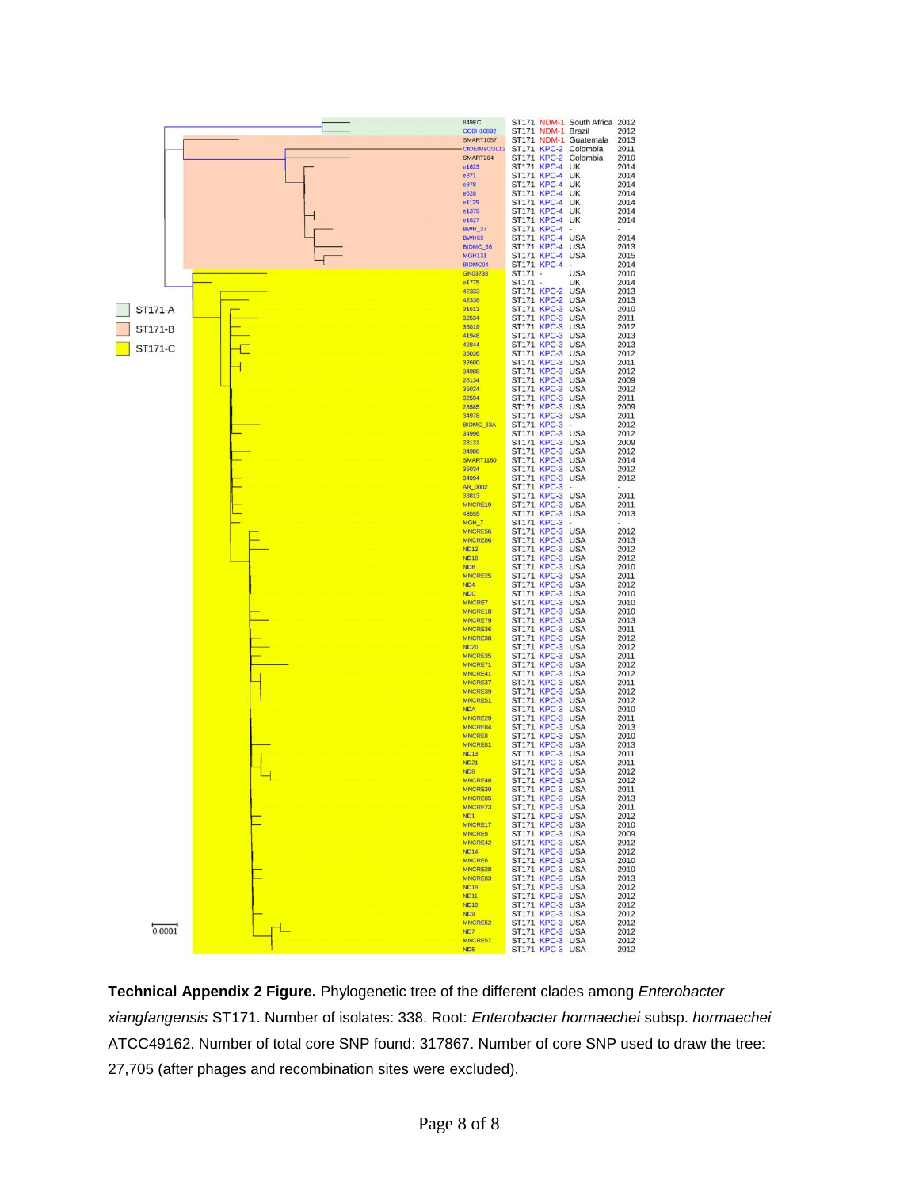ST171-A
ST171-B
ST171-C

0.0001

849EC ST171 NDM-1 South Africa 2012
CCBH10892 ST171 NDM-1 Brazil 2012
SMART1057 ST171 NDM-1 Guatemala 2013
CIDEIMsCOL12 ST171 KPC-2 Colombia 2011
SMART264 ST171 KPC-2 Colombia 2010
e1623 ST171 KPC-4 UK 2014
e871 ST171 KPC-4 UK 2014
e878 ST171 KPC-4 UK 2014
e628 ST171 KPC-4 UK 2014
e1125 ST171 KPC-4 UK 2014
e1379 ST171 KPC-4 UK 2014
e1627 ST171 KPC-4 UK 2014
BWH_37 ST171 KPC-4 - -
BWH63 ST171 KPC-4 USA 2014
BIDMC_66 ST171 KPC-4 USA 2013
MGH131 ST171 KPC-4 USA 2015
BIDMC94 ST171 KPC-4 - 2014
GN03738 ST171 - USA 2010
e1775 ST171 - UK 2014
42333 ST171 KPC-2 USA 2013
42336 ST171 KPC-2 USA 2013
31613 ST171 KPC-3 USA 2010
32534 ST171 KPC-3 USA 2011
35019 ST171 KPC-3 USA 2012
41948 ST171 KPC-3 USA 2013
42844 ST171 KPC-3 USA 2013
35036 ST171 KPC-3 USA 2012
32600 ST171 KPC-3 USA 2011
34988 ST171 KPC-3 USA 2012
28134 ST171 KPC-3 USA 2009
35024 ST171 KPC-3 USA 2012
32594 ST171 KPC-3 USA 2011
28585 ST171 KPC-3 USA 2009
34978 ST171 KPC-3 USA 2011
BIDMC_33A ST171 KPC-3 - 2012
34996 ST171 KPC-3 USA 2012
28131 ST171 KPC-3 USA 2009
34986 ST171 KPC-3 USA 2012
SMART1160 ST171 KPC-3 USA 2014
35034 ST171 KPC-3 USA 2012
34994 ST171 KPC-3 USA 2012
AR_0002 ST171 KPC-3 - -
33813 ST171 KPC-3 USA 2011
MNCRE19 ST171 KPC-3 USA 2011
43555 ST171 KPC-3 USA 2013
MGH_7 ST171 KPC-3 - -
MNCRE56 ST171 KPC-3 USA 2012
MNCRE86 ST171 KPC-3 USA 2013
ND12 ST171 KPC-3 USA 2012
ND18 ST171 KPC-3 USA 2012
ND8 ST171 KPC-3 USA 2010
MNCRE25 ST171 KPC-3 USA 2011
ND4 ST171 KPC-3 USA 2012
NDC ST171 KPC-3 USA 2010
MNCRE7 ST171 KPC-3 USA 2010
MNCRE18 ST171 KPC-3 USA 2010
MNCRE79 ST171 KPC-3 USA 2013
MNCRE36 ST171 KPC-3 USA 2011
MNCRE38 ST171 KPC-3 USA 2012
ND20 ST171 KPC-3 USA 2012
MNCRE35 ST171 KPC-3 USA 2011
MNCRE71 ST171 KPC-3 USA 2012
MNCRE41 ST171 KPC-3 USA 2012
MNCRE37 ST171 KPC-3 USA 2011
MNCRE39 ST171 KPC-3 USA 2012
MNCRE51 ST171 KPC-3 USA 2012
NDA ST171 KPC-3 USA 2010
MNCRE29 ST171 KPC-3 USA 2011
MNCRE64 ST171 KPC-3 USA 2013
MNCRE8 ST171 KPC-3 USA 2010
MNCRE81 ST171 KPC-3 USA 2013
ND13 ST171 KPC-3 USA 2011
ND21 ST171 KPC-3 USA 2011
ND8 ST171 KPC-3 USA 2012
MNCRE48 ST171 KPC-3 USA 2012
MNCRE30 ST171 KPC-3 USA 2011
MNCRE85 ST171 KPC-3 USA 2013
MNCRE23 ST171 KPC-3 USA 2011
ND1 ST171 KPC-3 USA 2012
MNCRE17 ST171 KPC-3 USA 2010
MNCRE9 ST171 KPC-3 USA 2009
MNCRE42 ST171 KPC-3 USA 2012
ND14 ST171 KPC-3 USA 2012
MNCRE6 ST171 KPC-3 USA 2010
MNCRE28 ST171 KPC-3 USA 2010
MNCRE83 ST171 KPC-3 USA 2013
ND19 ST171 KPC-3 USA 2012
ND11 ST171 KPC-3 USA 2012
ND10 ST171 KPC-3 USA 2012
ND9 ST171 KPC-3 USA 2012
MNCRE52 ST171 KPC-3 USA 2012
ND7 ST171 KPC-3 USA 2012
MNCRE57 ST171 KPC-3 USA 2012
ND5 ST171 KPC-3 USA 2012

**Technical Appendix 2 Figure.** Phylogenetic tree of the different clades among *Enterobacter xiangfangensis* ST171. Number of isolates: 338. Root: *Enterobacter hormaechei* subsp. *hormaechei* ATCC49162. Number of total core SNP found: 317867. Number of core SNP used to draw the tree: 27,705 (after phages and recombination sites were excluded).